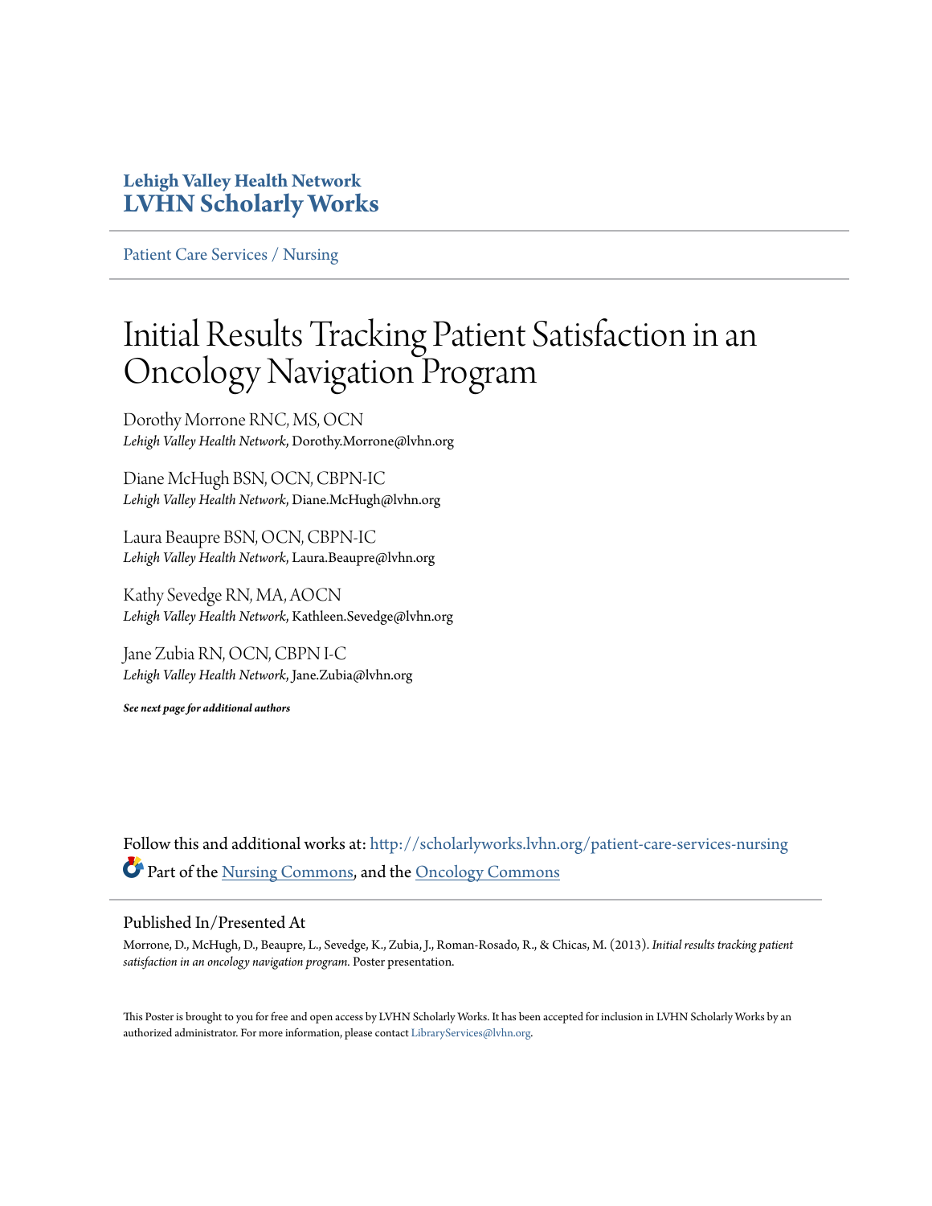Lehigh Valley Health Network

**LVHN Scholarly Works**

Patient Care Services / Nursing

# Initial Results Tracking Patient Satisfaction in an Oncology Navigation Program

Dorothy Morrone RNC, MS, OCN
*Lehigh Valley Health Network*, Dorothy.Morrone@lvhn.org

Diane McHugh BSN, OCN, CBPN-IC
*Lehigh Valley Health Network*, Diane.McHugh@lvhn.org

Laura Beaupre BSN, OCN, CBPN-IC
*Lehigh Valley Health Network*, Laura.Beaupre@lvhn.org

Kathy Sevedge RN, MA, AOCN
*Lehigh Valley Health Network*, Kathleen.Sevedge@lvhn.org

Jane Zubia RN, OCN, CBPN I-C
*Lehigh Valley Health Network*, Jane.Zubia@lvhn.org

***See next page for additional authors***

Follow this and additional works at: http://scholarlyworks.lvhn.org/patient-care-services-nursing

Part of the Nursing Commons, and the Oncology Commons

## Published In/Presented At

Morrone, D., McHugh, D., Beaupre, L., Sevedge, K., Zubia, J., Roman-Rosado, R., & Chicas, M. (2013). *Initial results tracking patient satisfaction in an oncology navigation program.* Poster presentation.

This Poster is brought to you for free and open access by LVHN Scholarly Works. It has been accepted for inclusion in LVHN Scholarly Works by an authorized administrator. For more information, please contact LibraryServices@lvhn.org.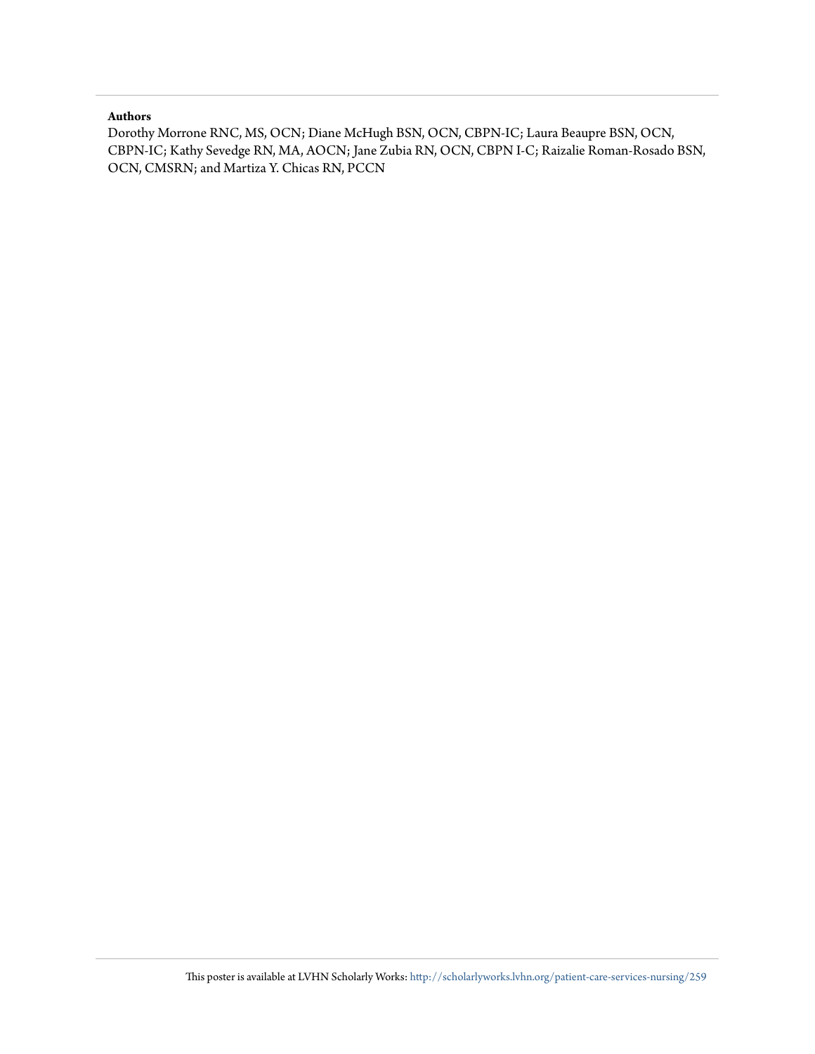**Authors**

Dorothy Morrone RNC, MS, OCN; Diane McHugh BSN, OCN, CBPN-IC; Laura Beaupre BSN, OCN, CBPN-IC; Kathy Sevedge RN, MA, AOCN; Jane Zubia RN, OCN, CBPN I-C; Raizalie Roman-Rosado BSN, OCN, CMSRN; and Martiza Y. Chicas RN, PCCN

This poster is available at LVHN Scholarly Works: http://scholarlyworks.lvhn.org/patient-care-services-nursing/259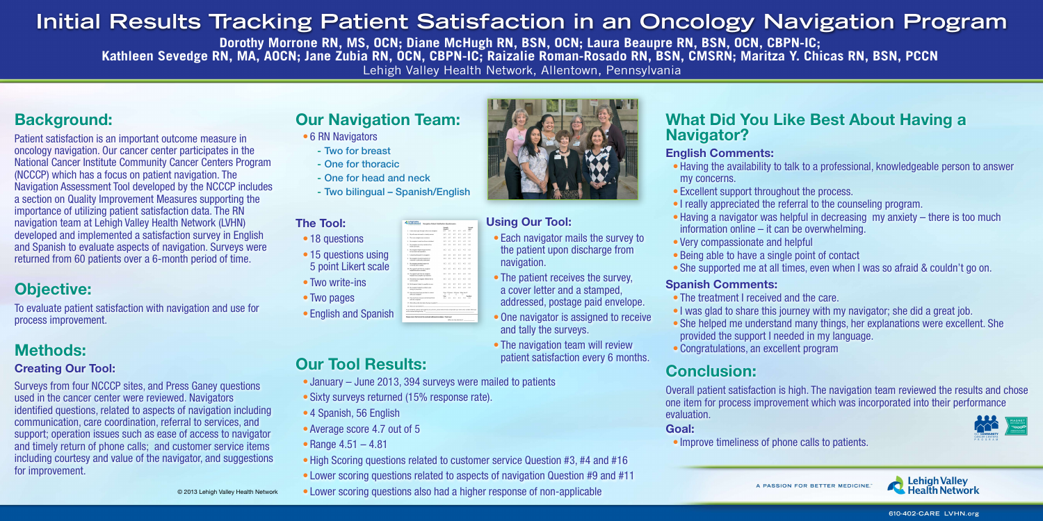# Initial Results Tracking Patient Satisfaction in an Oncology Navigation Program

**Dorothy Morrone RN, MS, OCN; Diane McHugh RN, BSN, OCN; Laura Beaupre RN, BSN, OCN, CBPN-IC; Kathleen Sevedge RN, MA, AOCN; Jane Zubia RN, OCN, CBPN-IC; Raizalie Roman-Rosado RN, BSN, CMSRN; Maritza Y. Chicas RN, BSN, PCCN**

Lehigh Valley Health Network, Allentown, Pennsylvania

## Background:

Patient satisfaction is an important outcome measure in oncology navigation. Our cancer center participates in the National Cancer Institute Community Cancer Centers Program (NCCCP) which has a focus on patient navigation. The Navigation Assessment Tool developed by the NCCCP includes a section on Quality Improvement Measures supporting the importance of utilizing patient satisfaction data. The RN navigation team at Lehigh Valley Health Network (LVHN) developed and implemented a satisfaction survey in English and Spanish to evaluate aspects of navigation. Surveys were returned from 60 patients over a 6-month period of time.

## Objective:

To evaluate patient satisfaction with navigation and use for process improvement.

## Methods:

### Creating Our Tool:

Surveys from four NCCCP sites, and Press Ganey questions used in the cancer center were reviewed. Navigators identified questions, related to aspects of navigation including communication, care coordination, referral to services, and support; operation issues such as ease of access to navigator and timely return of phone calls; and customer service items including courtesy and value of the navigator, and suggestions for improvement.

© 2013 Lehigh Valley Health Network

## Our Navigation Team:

- 6 RN Navigators
  - Two for breast
  - One for thoracic
  - One for head and neck
  - Two bilingual – Spanish/English

### The Tool:

- 18 questions
- 15 questions using 5 point Likert scale
- Two write-ins
- Two pages
- English and Spanish

### Using Our Tool:

- Each navigator mails the survey to the patient upon discharge from navigation.
- The patient receives the survey, a cover letter and a stamped, addressed, postage paid envelope.
- One navigator is assigned to receive and tally the surveys.
- The navigation team will review patient satisfaction every 6 months.

## Our Tool Results:

- January – June 2013, 394 surveys were mailed to patients
- Sixty surveys returned (15% response rate).
- 4 Spanish, 56 English
- Average score 4.7 out of 5
- Range 4.51 – 4.81
- High Scoring questions related to customer service Question #3, #4 and #16
- Lower scoring questions related to aspects of navigation Question #9 and #11
- Lower scoring questions also had a higher response of non-applicable

## What Did You Like Best About Having a Navigator?

### English Comments:

- Having the availability to talk to a professional, knowledgeable person to answer my concerns.
- Excellent support throughout the process.
- I really appreciated the referral to the counseling program.
- Having a navigator was helpful in decreasing my anxiety – there is too much information online – it can be overwhelming.
- Very compassionate and helpful
- Being able to have a single point of contact
- She supported me at all times, even when I was so afraid & couldn't go on.

### Spanish Comments:

- The treatment I received and the care.
- I was glad to share this journey with my navigator; she did a great job.
- She helped me understand many things, her explanations were excellent. She provided the support I needed in my language.
- Congratulations, an excellent program

## Conclusion:

Overall patient satisfaction is high. The navigation team reviewed the results and chose one item for process improvement which was incorporated into their performance evaluation.

### Goal:

- Improve timeliness of phone calls to patients.

A PASSION FOR BETTER MEDICINE.

Lehigh Valley Health Network

610-402-CARE LVHN.org